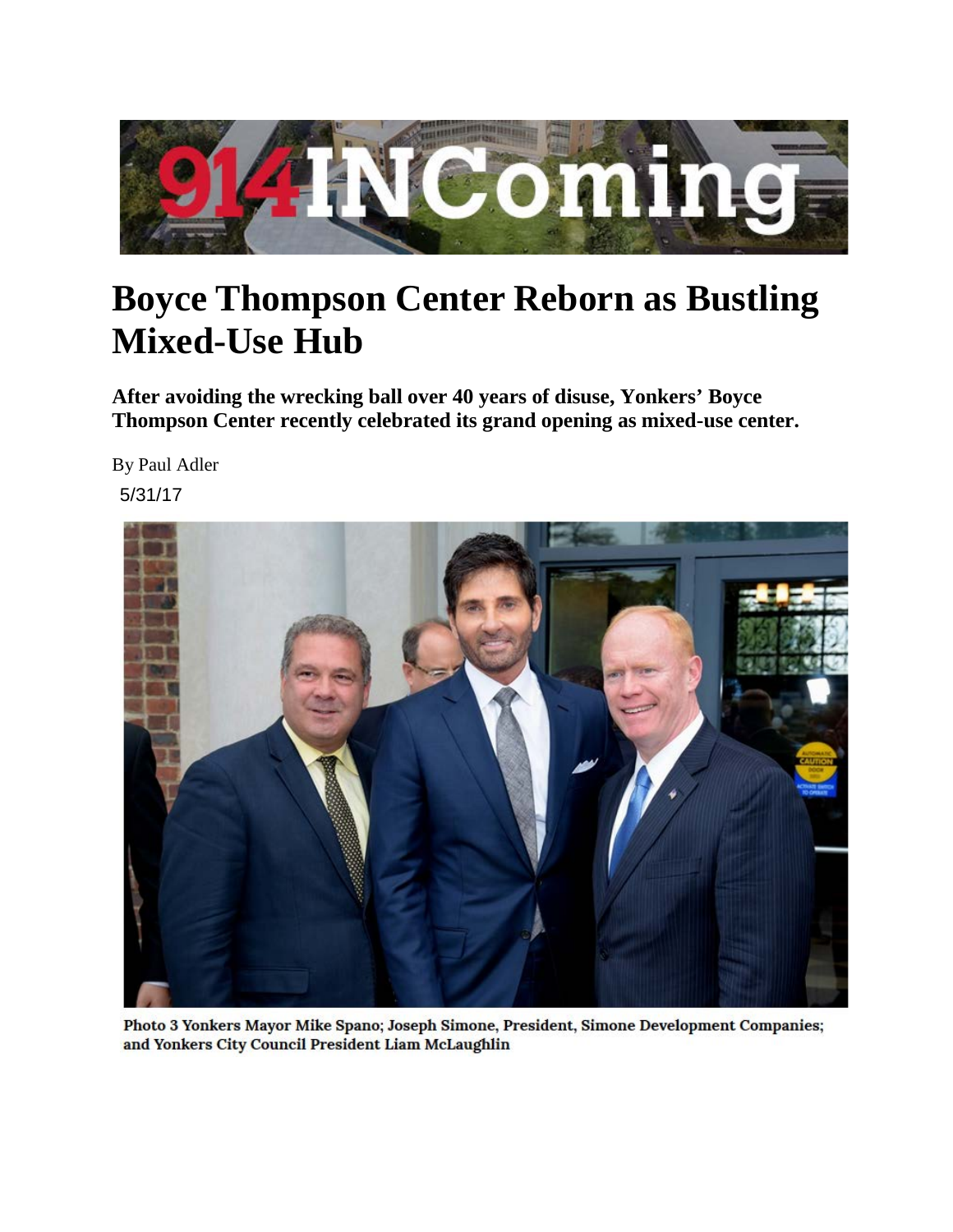# Boyce Thompson Center Reborn as Bustling Mixed-Use Hub

**After avoiding the wrecking ball over 40 years of disuse, Yonkers' Boyce Thompson Center recently celebrated its grand opening as mixed-use center.**

By Paul Adler

5/31/17

Photo 3 Yonkers Mayor Mike Spano; Joseph Simone, President, Simone Development Companies; and Yonkers City Council President Liam McLaughlin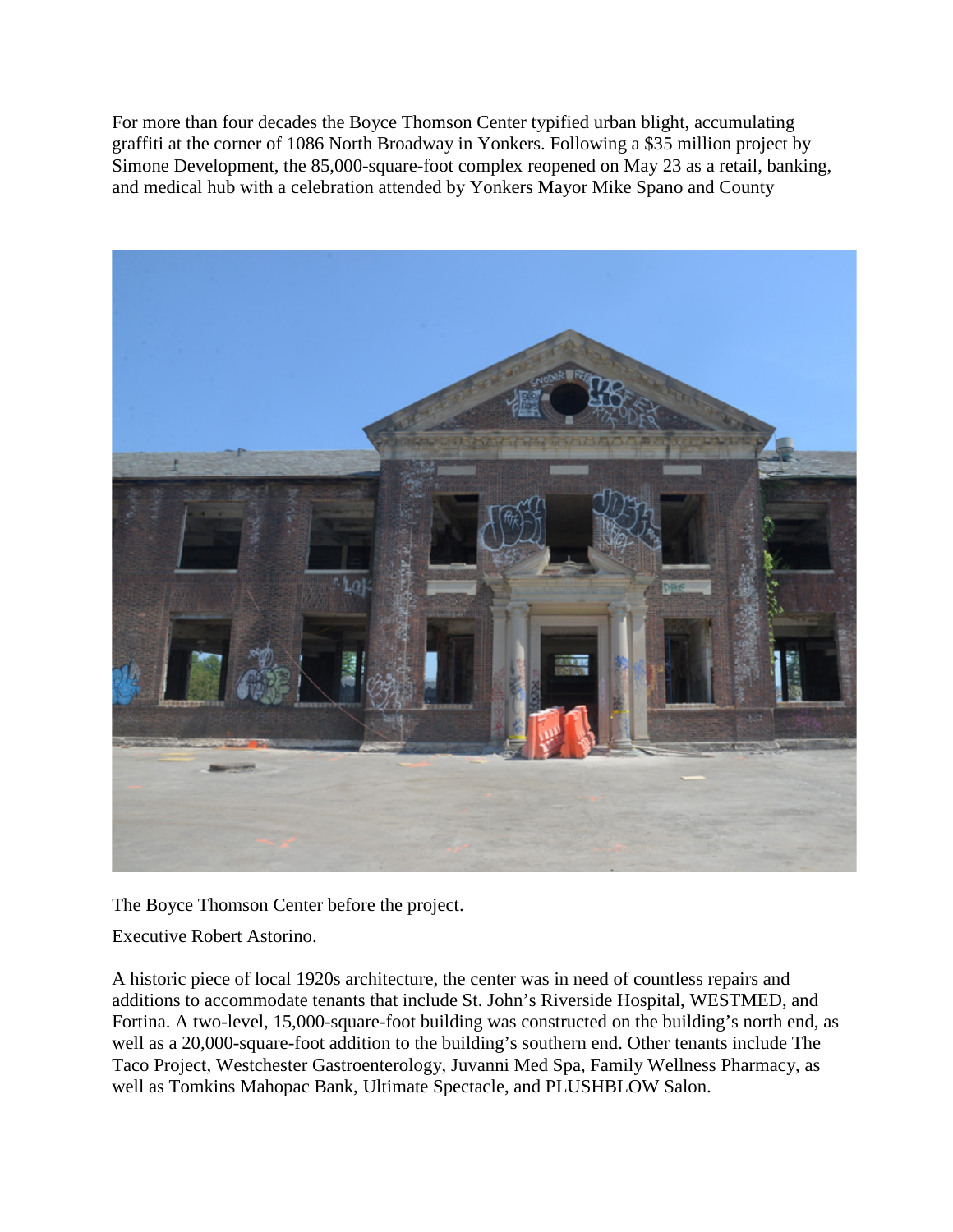For more than four decades the Boyce Thomson Center typified urban blight, accumulating graffiti at the corner of 1086 North Broadway in Yonkers. Following a $35 million project by Simone Development, the 85,000-square-foot complex reopened on May 23 as a retail, banking, and medical hub with a celebration attended by Yonkers Mayor Mike Spano and County

The Boyce Thomson Center before the project.

Executive Robert Astorino.

A historic piece of local 1920s architecture, the center was in need of countless repairs and additions to accommodate tenants that include St. John's Riverside Hospital, WESTMED, and Fortina. A two-level, 15,000-square-foot building was constructed on the building's north end, as well as a 20,000-square-foot addition to the building's southern end. Other tenants include The Taco Project, Westchester Gastroenterology, Juvanni Med Spa, Family Wellness Pharmacy, as well as Tomkins Mahopac Bank, Ultimate Spectacle, and PLUSHBLOW Salon.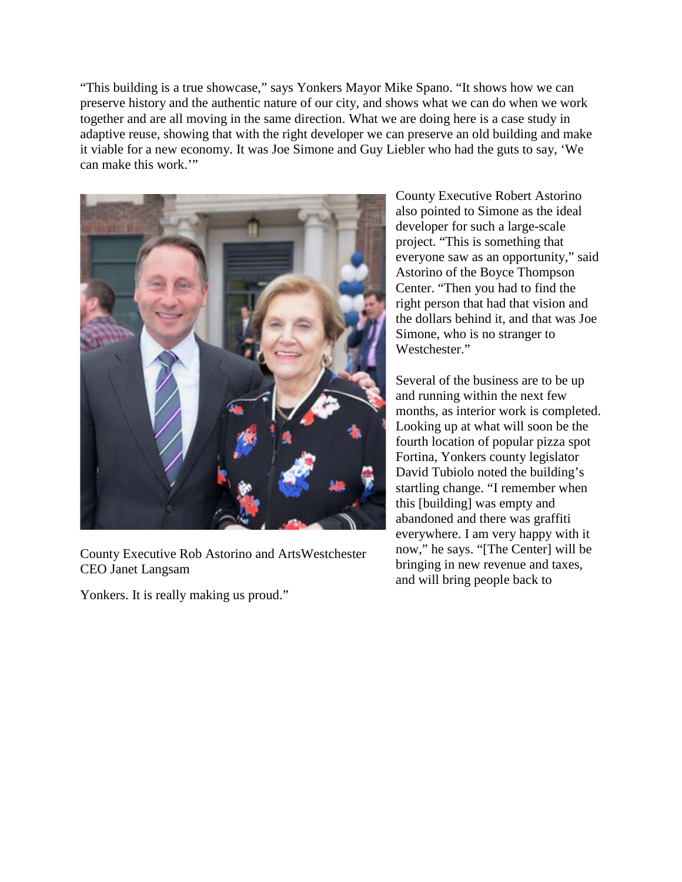"This building is a true showcase," says Yonkers Mayor Mike Spano. "It shows how we can preserve history and the authentic nature of our city, and shows what we can do when we work together and are all moving in the same direction. What we are doing here is a case study in adaptive reuse, showing that with the right developer we can preserve an old building and make it viable for a new economy. It was Joe Simone and Guy Liebler who had the guts to say, 'We can make this work.'"

County Executive Robert Astorino also pointed to Simone as the ideal developer for such a large-scale project. "This is something that everyone saw as an opportunity," said Astorino of the Boyce Thompson Center. "Then you had to find the right person that had that vision and the dollars behind it, and that was Joe Simone, who is no stranger to Westchester."

County Executive Rob Astorino and ArtsWestchester CEO Janet Langsam

Several of the business are to be up and running within the next few months, as interior work is completed. Looking up at what will soon be the fourth location of popular pizza spot Fortina, Yonkers county legislator David Tubiolo noted the building's startling change. "I remember when this [building] was empty and abandoned and there was graffiti everywhere. I am very happy with it now," he says. "[The Center] will be bringing in new revenue and taxes, and will bring people back to Yonkers. It is really making us proud."